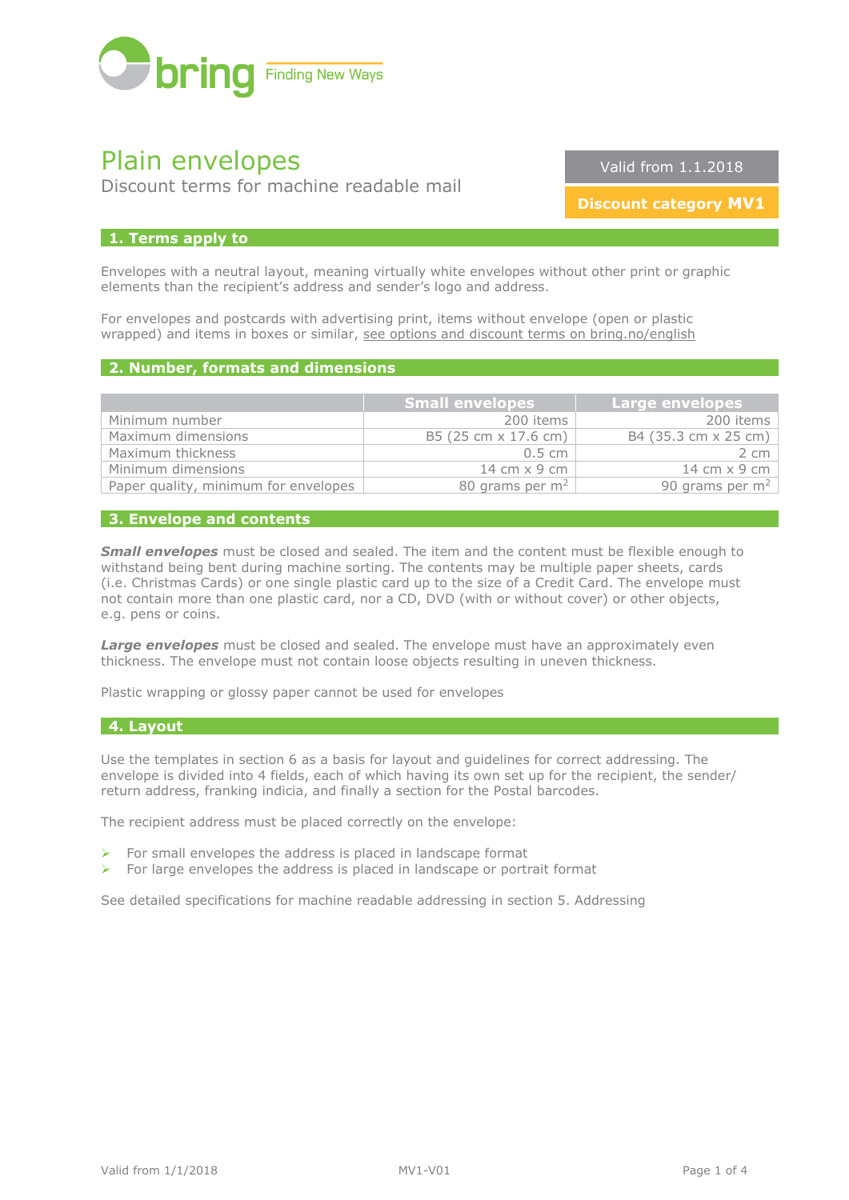bring Finding New Ways

# Plain envelopes

Discount terms for machine readable mail

Valid from 1.1.2018

**Discount category MV1**

## 1. Terms apply to

Envelopes with a neutral layout, meaning virtually white envelopes without other print or graphic elements than the recipient's address and sender's logo and address.

For envelopes and postcards with advertising print, items without envelope (open or plastic wrapped) and items in boxes or similar, see options and discount terms on bring.no/english

## 2. Number, formats and dimensions

| | Small envelopes | Large envelopes |
|---|---|---|
| Minimum number | 200 items | 200 items |
| Maximum dimensions | B5 (25 cm x 17.6 cm) | B4 (35.3 cm x 25 cm) |
| Maximum thickness | 0.5 cm | 2 cm |
| Minimum dimensions | 14 cm x 9 cm | 14 cm x 9 cm |
| Paper quality, minimum for envelopes | 80 grams per $m^2$ | 90 grams per $m^2$ |

## 3. Envelope and contents

***Small envelopes*** must be closed and sealed. The item and the content must be flexible enough to withstand being bent during machine sorting. The contents may be multiple paper sheets, cards (i.e. Christmas Cards) or one single plastic card up to the size of a Credit Card. The envelope must not contain more than one plastic card, nor a CD, DVD (with or without cover) or other objects, e.g. pens or coins.

***Large envelopes*** must be closed and sealed. The envelope must have an approximately even thickness. The envelope must not contain loose objects resulting in uneven thickness.

Plastic wrapping or glossy paper cannot be used for envelopes

## 4. Layout

Use the templates in section 6 as a basis for layout and guidelines for correct addressing. The envelope is divided into 4 fields, each of which having its own set up for the recipient, the sender/return address, franking indicia, and finally a section for the Postal barcodes.

The recipient address must be placed correctly on the envelope:

- For small envelopes the address is placed in landscape format
- For large envelopes the address is placed in landscape or portrait format

See detailed specifications for machine readable addressing in section 5. Addressing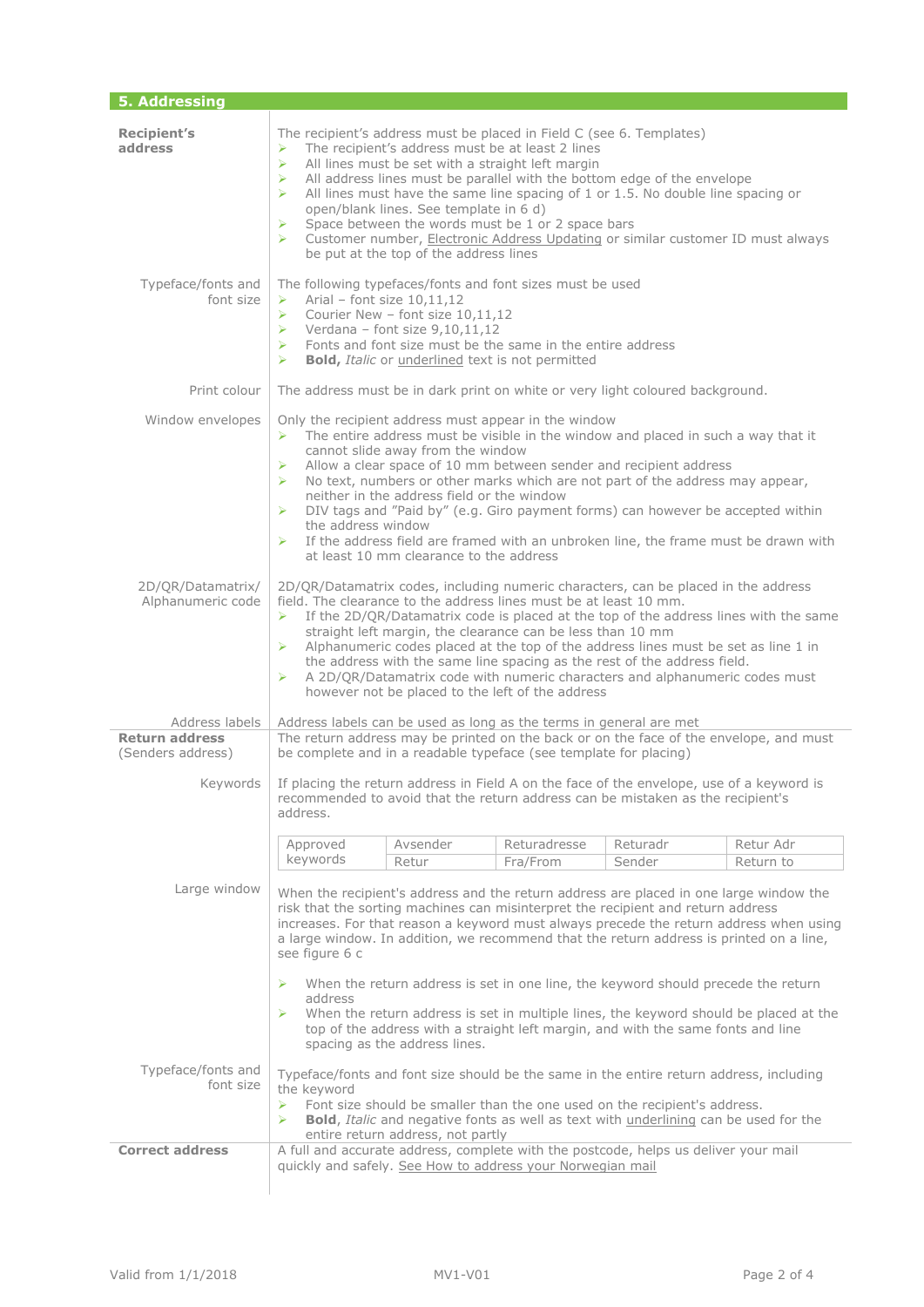## 5. Addressing

**Recipient's address**

The recipient's address must be placed in Field C (see 6. Templates)

- The recipient's address must be at least 2 lines
- All lines must be set with a straight left margin
- All address lines must be parallel with the bottom edge of the envelope
- All lines must have the same line spacing of 1 or 1.5. No double line spacing or open/blank lines. See template in 6 d)
- Space between the words must be 1 or 2 space bars
- Customer number, Electronic Address Updating or similar customer ID must always be put at the top of the address lines

**Typeface/fonts and font size**

The following typefaces/fonts and font sizes must be used

- Arial – font size 10,11,12
- Courier New – font size 10,11,12
- Verdana – font size 9,10,11,12
- Fonts and font size must be the same in the entire address
- **Bold,** *Italic* or underlined text is not permitted

**Print colour**

The address must be in dark print on white or very light coloured background.

**Window envelopes**

Only the recipient address must appear in the window

- The entire address must be visible in the window and placed in such a way that it cannot slide away from the window
- Allow a clear space of 10 mm between sender and recipient address
- No text, numbers or other marks which are not part of the address may appear, neither in the address field or the window
- DIV tags and "Paid by" (e.g. Giro payment forms) can however be accepted within the address window
- If the address field are framed with an unbroken line, the frame must be drawn with at least 10 mm clearance to the address

**2D/QR/Datamatrix/ Alphanumeric code**

2D/QR/Datamatrix codes, including numeric characters, can be placed in the address field. The clearance to the address lines must be at least 10 mm.

- If the 2D/QR/Datamatrix code is placed at the top of the address lines with the same straight left margin, the clearance can be less than 10 mm
- Alphanumeric codes placed at the top of the address lines must be set as line 1 in the address with the same line spacing as the rest of the address field.
- A 2D/QR/Datamatrix code with numeric characters and alphanumeric codes must however not be placed to the left of the address

**Address labels**

Address labels can be used as long as the terms in general are met

**Return address** (Senders address)

The return address may be printed on the back or on the face of the envelope, and must be complete and in a readable typeface (see template for placing)

**Keywords**

If placing the return address in Field A on the face of the envelope, use of a keyword is recommended to avoid that the return address can be mistaken as the recipient's address.

| Approved keywords | Avsender | Returadresse | Returadr | Retur Adr |
|---|---|---|---|---|
| | Retur | Fra/From | Sender | Return to |

**Large window**

When the recipient's address and the return address are placed in one large window the risk that the sorting machines can misinterpret the recipient and return address increases. For that reason a keyword must always precede the return address when using a large window. In addition, we recommend that the return address is printed on a line, see figure 6 c

- When the return address is set in one line, the keyword should precede the return address
- When the return address is set in multiple lines, the keyword should be placed at the top of the address with a straight left margin, and with the same fonts and line spacing as the address lines.

**Typeface/fonts and font size**

Typeface/fonts and font size should be the same in the entire return address, including the keyword

- Font size should be smaller than the one used on the recipient's address.
- **Bold**, *Italic* and negative fonts as well as text with underlining can be used for the entire return address, not partly

**Correct address**

A full and accurate address, complete with the postcode, helps us deliver your mail quickly and safely. See How to address your Norwegian mail

Valid from 1/1/2018 MV1-V01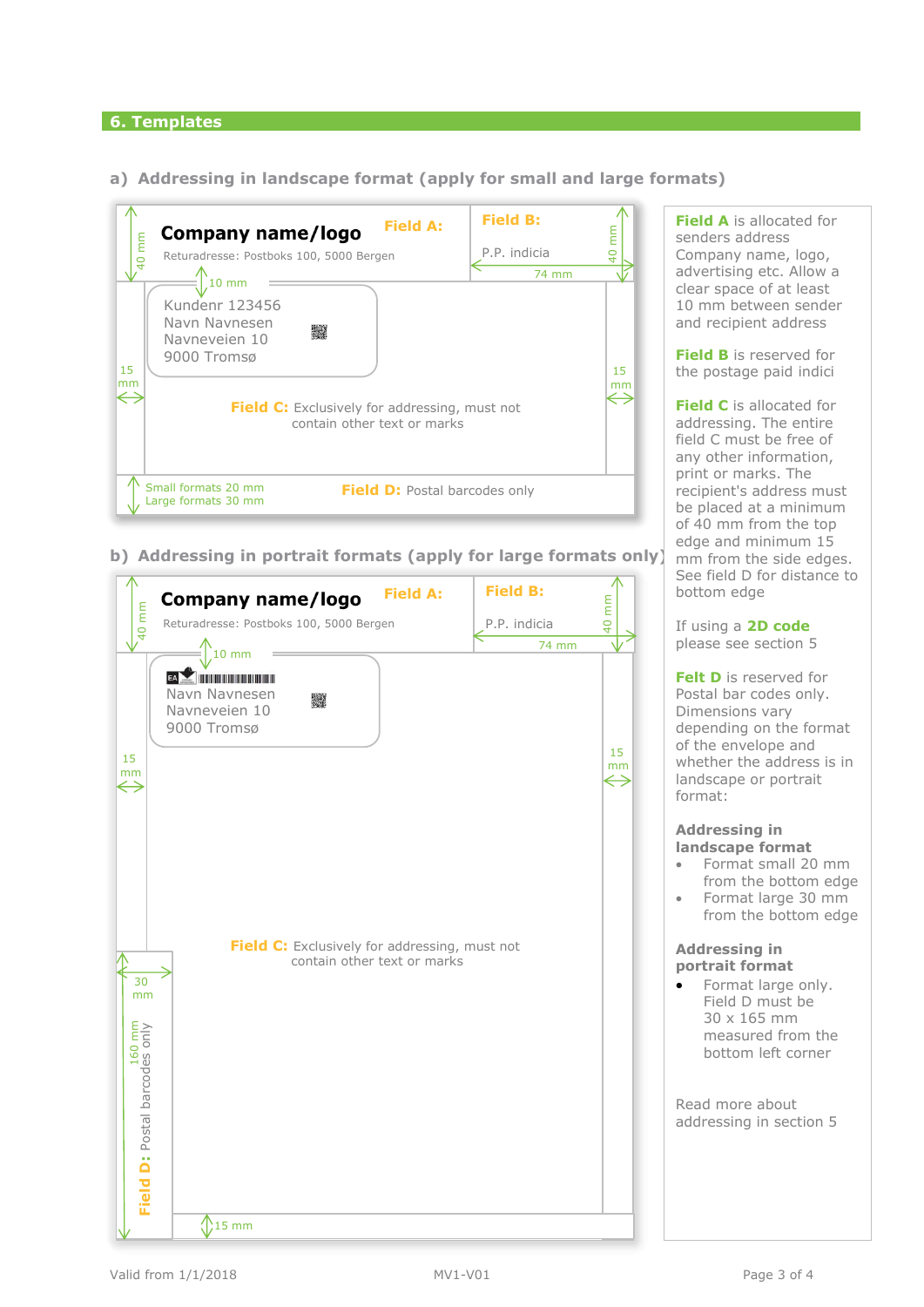## 6. Templates

### a) Addressing in landscape format (apply for small and large formats)

**Company name/logo**

Returadresse: Postboks 100, 5000 Bergen

**Field A:**

**Field B:**

P.P. indicia

40 mm

74 mm

10 mm

Kundenr 123456
Navn Navnesen
Navneveien 10
9000 Tromsø

15 mm

15 mm

**Field C:** Exclusively for addressing, must not contain other text or marks

Small formats 20 mm
Large formats 30 mm

**Field D:** Postal barcodes only

### b) Addressing in portrait formats (apply for large formats only)

**Company name/logo**

Returadresse: Postboks 100, 5000 Bergen

**Field A:**

**Field B:**

P.P. indicia

40 mm

74 mm

10 mm

Navn Navnesen
Navneveien 10
9000 Tromsø

15 mm

15 mm

**Field C:** Exclusively for addressing, must not contain other text or marks

30 mm

160 mm

**Field D:** Postal barcodes only

15 mm

**Field A** is allocated for senders address Company name, logo, advertising etc. Allow a clear space of at least 10 mm between sender and recipient address

**Field B** is reserved for the postage paid indici

**Field C** is allocated for addressing. The entire field C must be free of any other information, print or marks. The recipient's address must be placed at a minimum of 40 mm from the top edge and minimum 15 mm from the side edges. See field D for distance to bottom edge

If using a **2D code** please see section 5

**Felt D** is reserved for Postal bar codes only. Dimensions vary depending on the format of the envelope and whether the address is in landscape or portrait format:

**Addressing in landscape format**

- Format small 20 mm from the bottom edge
- Format large 30 mm from the bottom edge

**Addressing in portrait format**

- Format large only. Field D must be 30 x 165 mm measured from the bottom left corner

Read more about addressing in section 5

Valid from 1/1/2018 MV1-V01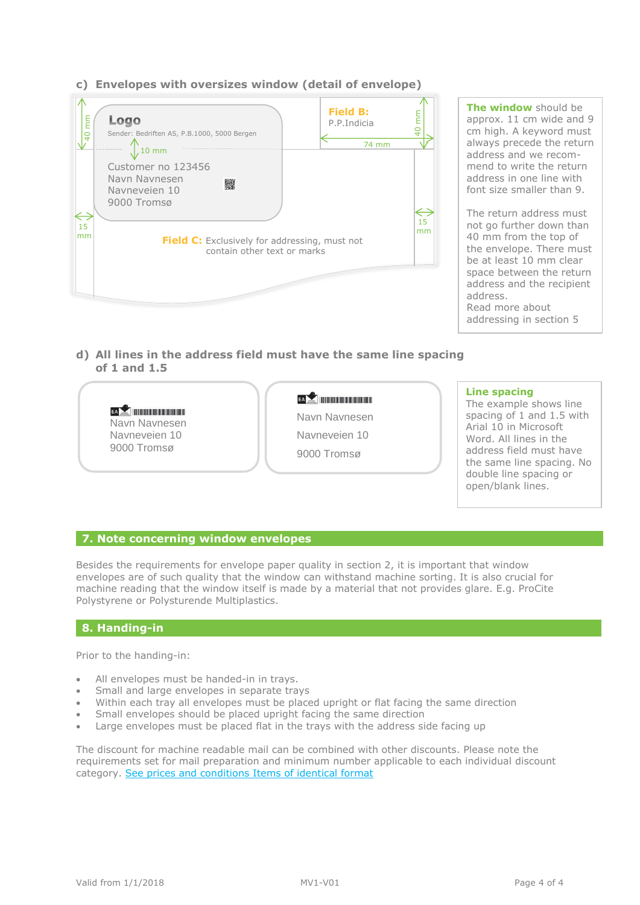### c) Envelopes with oversizes window (detail of envelope)

Logo

Sender: Bedriften AS, P.B.1000, 5000 Bergen

40 mm

10 mm

Customer no 123456
Navn Navnesen
Navneveien 10
9000 Tromsø

Field B:
P.P.Indicia

40 mm

74 mm

15 mm

15 mm

Field C: Exclusively for addressing, must not contain other text or marks

**The window** should be approx. 11 cm wide and 9 cm high. A keyword must always precede the return address and we recommend to write the return address in one line with font size smaller than 9.

The return address must not go further down than 40 mm from the top of the envelope. There must be at least 10 mm clear space between the return address and the recipient address.
Read more about addressing in section 5

### d) All lines in the address field must have the same line spacing of 1 and 1.5

Navn Navnesen
Navneveien 10
9000 Tromsø

Navn Navnesen

Navneveien 10

9000 Tromsø

**Line spacing**
The example shows line spacing of 1 and 1.5 with Arial 10 in Microsoft Word. All lines in the address field must have the same line spacing. No double line spacing or open/blank lines.

## 7. Note concerning window envelopes

Besides the requirements for envelope paper quality in section 2, it is important that window envelopes are of such quality that the window can withstand machine sorting. It is also crucial for machine reading that the window itself is made by a material that not provides glare. E.g. ProCite Polystyrene or Polysturende Multiplastics.

## 8. Handing-in

Prior to the handing-in:

- All envelopes must be handed-in in trays.
- Small and large envelopes in separate trays
- Within each tray all envelopes must be placed upright or flat facing the same direction
- Small envelopes should be placed upright facing the same direction
- Large envelopes must be placed flat in the trays with the address side facing up

The discount for machine readable mail can be combined with other discounts. Please note the requirements set for mail preparation and minimum number applicable to each individual discount category. [See prices and conditions Items of identical format]

Valid from 1/1/2018 MV1-V01